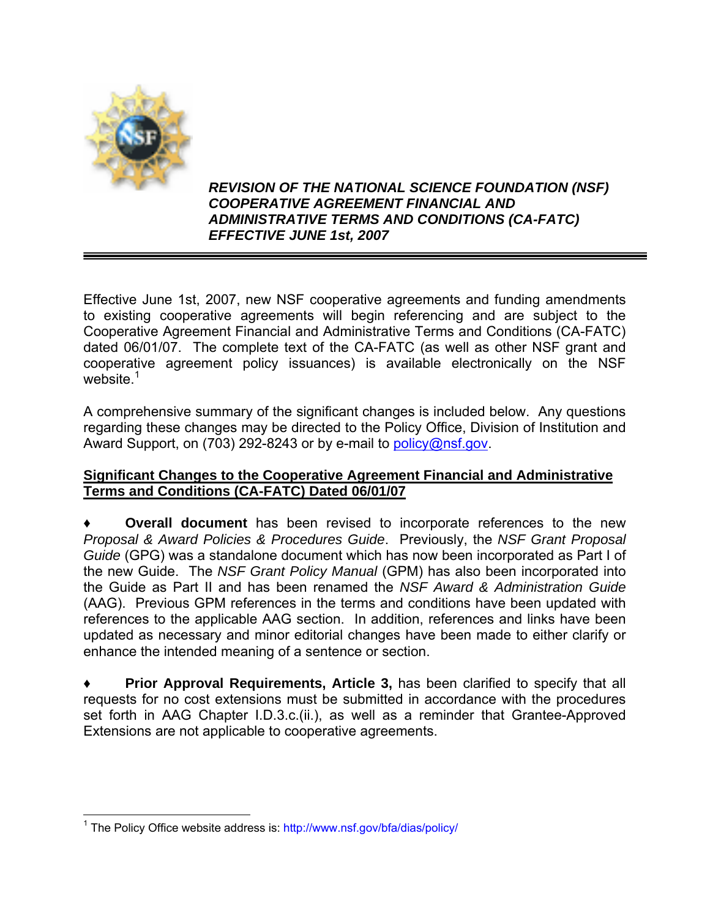# *REVISION OF THE NATIONAL SCIENCE FOUNDATION (NSF) COOPERATIVE AGREEMENT FINANCIAL AND ADMINISTRATIVE TERMS AND CONDITIONS (CA-FATC) EFFECTIVE JUNE 1st, 2007*

Effective June 1st, 2007, new NSF cooperative agreements and funding amendments to existing cooperative agreements will begin referencing and are subject to the Cooperative Agreement Financial and Administrative Terms and Conditions (CA-FATC) dated 06/01/07. The complete text of the CA-FATC (as well as other NSF grant and cooperative agreement policy issuances) is available electronically on the NSF website.[1]

A comprehensive summary of the significant changes is included below. Any questions regarding these changes may be directed to the Policy Office, Division of Institution and Award Support, on (703) 292-8243 or by e-mail to policy@nsf.gov.

## Significant Changes to the Cooperative Agreement Financial and Administrative Terms and Conditions (CA-FATC) Dated 06/01/07

♦ **Overall document** has been revised to incorporate references to the new *Proposal & Award Policies & Procedures Guide*. Previously, the *NSF Grant Proposal Guide* (GPG) was a standalone document which has now been incorporated as Part I of the new Guide. The *NSF Grant Policy Manual* (GPM) has also been incorporated into the Guide as Part II and has been renamed the *NSF Award & Administration Guide* (AAG). Previous GPM references in the terms and conditions have been updated with references to the applicable AAG section. In addition, references and links have been updated as necessary and minor editorial changes have been made to either clarify or enhance the intended meaning of a sentence or section.

♦ **Prior Approval Requirements, Article 3,** has been clarified to specify that all requests for no cost extensions must be submitted in accordance with the procedures set forth in AAG Chapter I.D.3.c.(ii.), as well as a reminder that Grantee-Approved Extensions are not applicable to cooperative agreements.

[1] The Policy Office website address is: http://www.nsf.gov/bfa/dias/policy/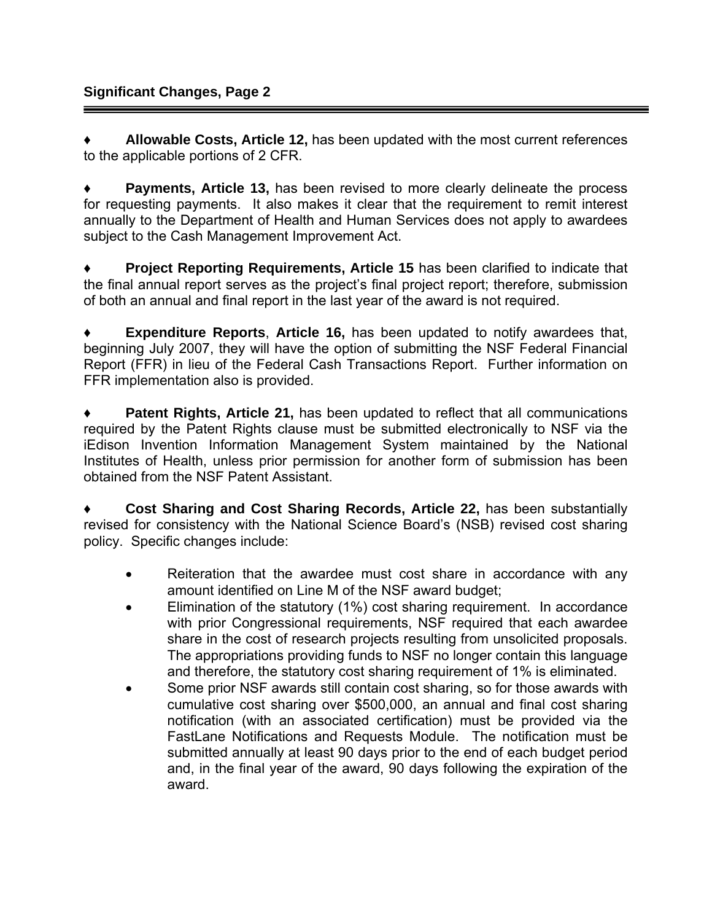- **Allowable Costs, Article 12,** has been updated with the most current references to the applicable portions of 2 CFR.

- **Payments, Article 13,** has been revised to more clearly delineate the process for requesting payments. It also makes it clear that the requirement to remit interest annually to the Department of Health and Human Services does not apply to awardees subject to the Cash Management Improvement Act.

- **Project Reporting Requirements, Article 15** has been clarified to indicate that the final annual report serves as the project's final project report; therefore, submission of both an annual and final report in the last year of the award is not required.

- **Expenditure Reports**, **Article 16,** has been updated to notify awardees that, beginning July 2007, they will have the option of submitting the NSF Federal Financial Report (FFR) in lieu of the Federal Cash Transactions Report. Further information on FFR implementation also is provided.

- **Patent Rights, Article 21,** has been updated to reflect that all communications required by the Patent Rights clause must be submitted electronically to NSF via the iEdison Invention Information Management System maintained by the National Institutes of Health, unless prior permission for another form of submission has been obtained from the NSF Patent Assistant.

- **Cost Sharing and Cost Sharing Records, Article 22,** has been substantially revised for consistency with the National Science Board's (NSB) revised cost sharing policy. Specific changes include:

  - Reiteration that the awardee must cost share in accordance with any amount identified on Line M of the NSF award budget;
  - Elimination of the statutory (1%) cost sharing requirement. In accordance with prior Congressional requirements, NSF required that each awardee share in the cost of research projects resulting from unsolicited proposals. The appropriations providing funds to NSF no longer contain this language and therefore, the statutory cost sharing requirement of 1% is eliminated.
  - Some prior NSF awards still contain cost sharing, so for those awards with cumulative cost sharing over $500,000, an annual and final cost sharing notification (with an associated certification) must be provided via the FastLane Notifications and Requests Module. The notification must be submitted annually at least 90 days prior to the end of each budget period and, in the final year of the award, 90 days following the expiration of the award.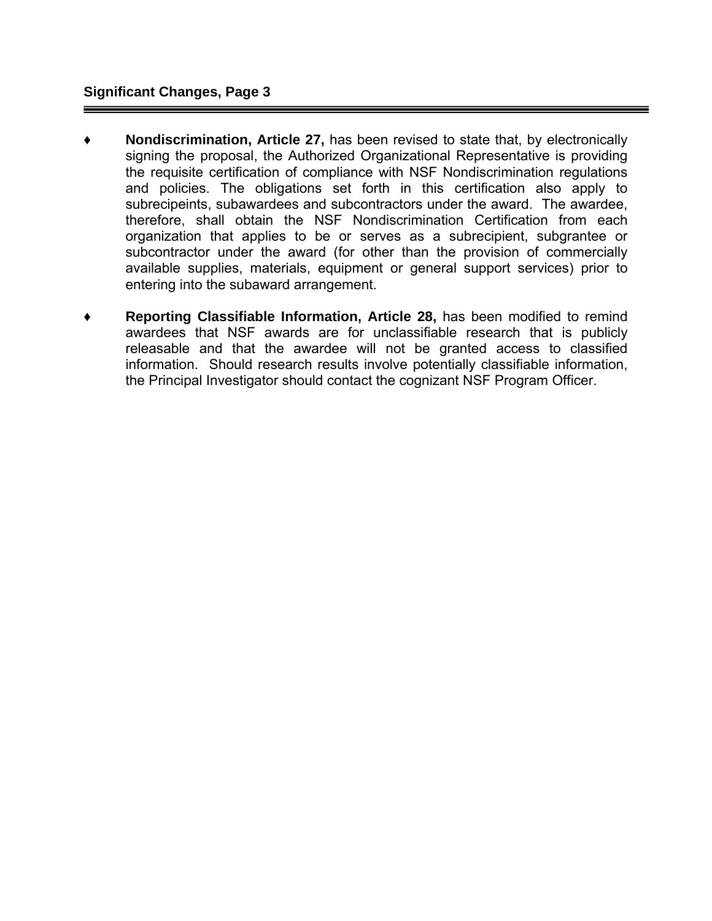- **Nondiscrimination, Article 27,** has been revised to state that, by electronically signing the proposal, the Authorized Organizational Representative is providing the requisite certification of compliance with NSF Nondiscrimination regulations and policies. The obligations set forth in this certification also apply to subrecipeints, subawardees and subcontractors under the award. The awardee, therefore, shall obtain the NSF Nondiscrimination Certification from each organization that applies to be or serves as a subrecipient, subgrantee or subcontractor under the award (for other than the provision of commercially available supplies, materials, equipment or general support services) prior to entering into the subaward arrangement.

- **Reporting Classifiable Information, Article 28,** has been modified to remind awardees that NSF awards are for unclassifiable research that is publicly releasable and that the awardee will not be granted access to classified information. Should research results involve potentially classifiable information, the Principal Investigator should contact the cognizant NSF Program Officer.